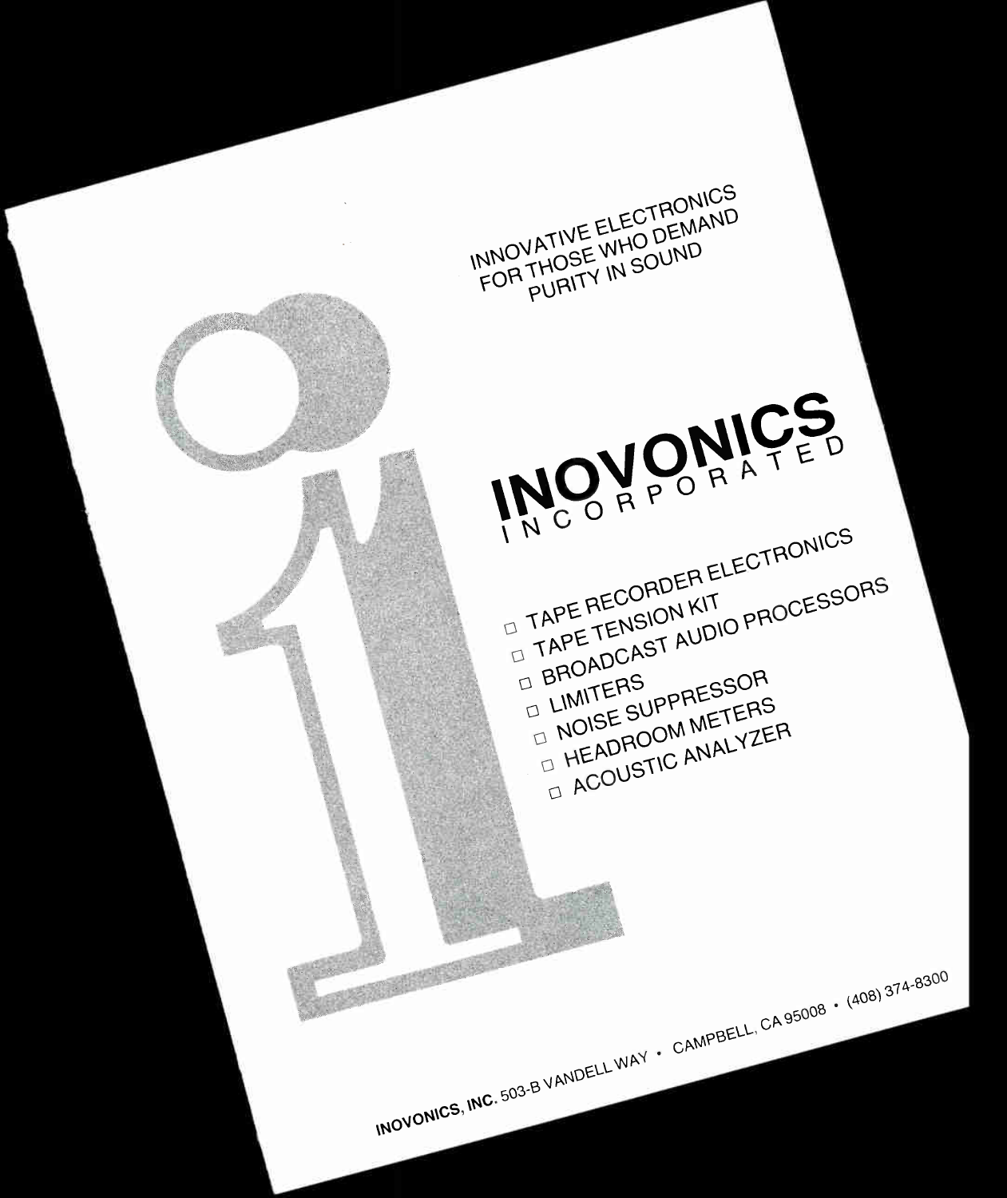INNOVATIVE ELECTRONICS
FOR THOSE WHO DEMAND
PURITY IN SOUND

# INOVONICS INCORPORATED

- TAPE RECORDER ELECTRONICS
- TAPE TENSION KIT
- BROADCAST AUDIO PROCESSORS
- LIMITERS
- NOISE SUPPRESSOR
- HEADROOM METERS
- ACOUSTIC ANALYZER

**INOVONICS, INC.** 503-B VANDELL WAY • CAMPBELL, CA 95008 • (408) 374-8300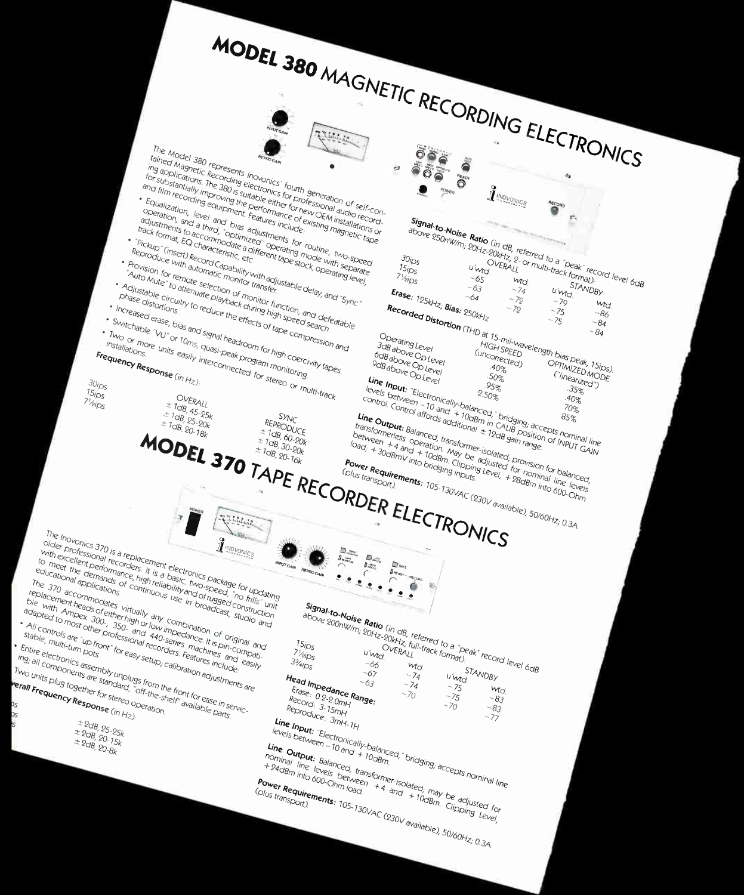# MODEL 380 MAGNETIC RECORDING ELECTRONICS

The Model 380 represents Inovonics' fourth generation of self-contained Magnetic Recording electronics for professional audio recording applications. The 380 is suitable either for new OEM installations or for substantially improving the performance of existing magnetic tape and film recording equipment. Features include:

- Equalization, level and bias adjustments for routine, two-speed operation, and a third, "optimized" operating mode with separate adjustments to accommodate a different tape stock, operating level, track format, EQ characteristic, etc.
- "Pickup" (insert) Record Capability with adjustable delay, and "Sync" Reproduce with automatic monitor transfer.
- Provision for remote selection of monitor function, and defeatable "Auto Mute" to attenuate playback during high speed search.
- Adjustable circuitry to reduce the effects of tape compression and phase distortions.
- Increased erase, bias and signal headroom for high coercivity tapes.
- Switchable "VU" or 10ms, quasi-peak program monitoring.
- Two or more units easily interconnected for stereo or multi-track installations.

**Frequency Response** (in Hz):

| | OVERALL | SYNC REPRODUCE |
|---|---|---|
| 30ips | ±1dB, 45-25k | ±1dB, 60-20k |
| 15ips | ±1dB, 25-20k | ±1dB, 30-20k |
| 7½ips | ±1dB, 20-18k | ±1dB, 20-16k |

**Signal-to-Noise Ratio** (in dB, referred to a "peak" record level 6dB above 250nW/m; 20Hz-20kHz; 2- or multi-track format):

| | OVERALL | | STANDBY | |
|---|---|---|---|---|
| | u'wtd. | wtd. | u'wtd. | wtd. |
| 30ips | −65 | −74 | −79 | −86 |
| 15ips | −63 | −72 | −75 | −84 |
| 7½ips | −64 | −72 | −75 | −84 |

**Erase:** 125kHz, **Bias:** 250kHz

**Recorded Distortion** (THD at 15-mil-wavelength bias peak; 15ips):

| Operating Level | HIGH SPEED (uncorrected) | OPTIMIZED MODE ("linearized") |
|---|---|---|
| Operating Level | .40% | .35% |
| 3dB above Op Level | .50% | .40% |
| 6dB above Op Level | .95% | .70% |
| 9dB above Op Level | 2.50% | .85% |

**Line Input:** "Electronically-balanced," bridging; accepts nominal line levels between −10 and +10dBm in CALIB position of INPUT GAIN control. Control affords additional ±12dB gain range.

**Line Output:** Balanced, transformer-isolated; provision for balanced, transformerless operation. May be adjusted for nominal line levels between +4 and +10dBm. Clipping Level, +28dBm into 600-Ohm load, +30dBmV into bridging inputs.

**Power Requirements:** 105-130VAC (230V available), 50/60Hz; 0.3A (plus transport).

# MODEL 370 TAPE RECORDER ELECTRONICS

The Inovonics 370 is a replacement electronics package for updating older professional recorders. It is a basic, two-speed, "no frills" unit with excellent performance, high reliability and of rugged construction to meet the demands of continuous use in broadcast, studio and educational applications.

The 370 accommodates virtually any combination of original and replacement heads of either high or low impedance. It is pin-compatible with Ampex 300-, 350- and 440-series machines and easily adapted to most other professional recorders. Features include:

- All controls are "up front" for easy setup; calibration adjustments are stable, multi-turn pots.
- Entire electronics assembly unplugs from the front for ease in servicing; all components are standard, "off-the-shelf" available parts.
- Two units plug together for stereo operation.

**Overall Frequency Response** (in Hz):

| | |
|---|---|
| 15ips | ±2dB, 25-25k |
| 7½ips | ±2dB, 20-15k |
| 3¾ips | ±2dB, 20-8k |

**Signal-to-Noise Ratio** (in dB, referred to a "peak" record level 6dB above 200nW/m; 20Hz-20kHz; full-track format):

| | OVERALL | | STANDBY | |
|---|---|---|---|---|
| | u'wtd. | wtd. | u'wtd. | wtd. |
| 15ips | −66 | −74 | −75 | −83 |
| 7½ips | −67 | −74 | −75 | −83 |
| 3¾ips | −63 | −70 | −70 | −77 |

**Head Impedance Range:**
Erase: 0.2-2.0mH
Record: 3-15mH
Reproduce: 3mH-1H

**Line Input:** "Electronically-balanced," bridging; accepts nominal line levels between −10 and +10dBm.

**Line Output:** Balanced, transformer-isolated; may be adjusted for nominal line levels between +4 and +10dBm. Clipping Level, +24dBm into 600-Ohm load.

**Power Requirements:** 105-130VAC (230V available), 50/60Hz; 0.3A (plus transport).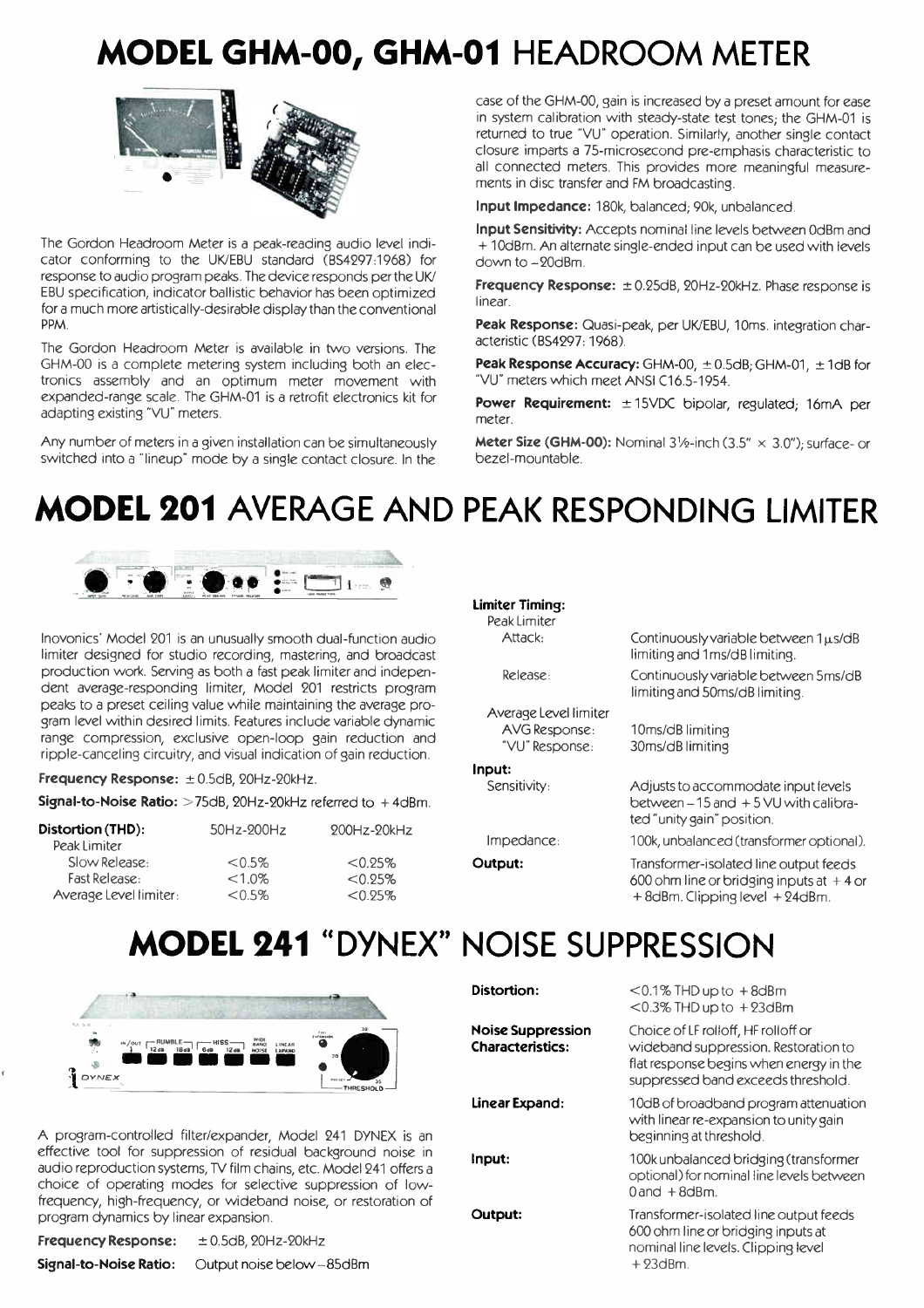# MODEL GHM-00, GHM-01 HEADROOM METER

The Gordon Headroom Meter is a peak-reading audio level indicator conforming to the UK/EBU standard (BS4297:1968) for response to audio program peaks. The device responds per the UK/EBU specification, indicator ballistic behavior has been optimized for a much more artistically-desirable display than the conventional PPM.

The Gordon Headroom Meter is available in two versions. The GHM-00 is a complete metering system including both an electronics assembly and an optimum meter movement with expanded-range scale. The GHM-01 is a retrofit electronics kit for adapting existing "VU" meters.

Any number of meters in a given installation can be simultaneously switched into a "lineup" mode by a single contact closure. In the case of the GHM-00, gain is increased by a preset amount for ease in system calibration with steady-state test tones; the GHM-01 is returned to true "VU" operation. Similarly, another single contact closure imparts a 75-microsecond pre-emphasis characteristic to all connected meters. This provides more meaningful measurements in disc transfer and FM broadcasting.

**Input Impedance:** 180k, balanced; 90k, unbalanced.

**Input Sensitivity:** Accepts nominal line levels between 0dBm and +10dBm. An alternate single-ended input can be used with levels down to −20dBm.

**Frequency Response:** ±0.25dB, 20Hz-20kHz. Phase response is linear.

**Peak Response:** Quasi-peak, per UK/EBU, 10ms. integration characteristic (BS4297: 1968).

**Peak Response Accuracy:** GHM-00, ±0.5dB; GHM-01, ±1dB for "VU" meters which meet ANSI C16.5-1954.

**Power Requirement:** ±15VDC bipolar, regulated; 16mA per meter.

**Meter Size (GHM-00):** Nominal 3½-inch (3.5" × 3.0"); surface- or bezel-mountable.

# MODEL 201 AVERAGE AND PEAK RESPONDING LIMITER

Inovonics' Model 201 is an unusually smooth dual-function audio limiter designed for studio recording, mastering, and broadcast production work. Serving as both a fast peak limiter and independent average-responding limiter, Model 201 restricts program peaks to a preset ceiling value while maintaining the average program level within desired limits. Features include variable dynamic range compression, exclusive open-loop gain reduction and ripple-canceling circuitry, and visual indication of gain reduction.

**Frequency Response:** ±0.5dB, 20Hz-20kHz.

**Signal-to-Noise Ratio:** >75dB, 20Hz-20kHz referred to +4dBm.

| **Distortion (THD):** | 50Hz-200Hz | 200Hz-20kHz |
|---|---|---|
| Peak Limiter | | |
| Slow Release: | <0.5% | <0.25% |
| Fast Release: | <1.0% | <0.25% |
| Average Level limiter: | <0.5% | <0.25% |

**Limiter Timing:**

| | |
|---|---|
| Peak Limiter | |
| Attack: | Continuously variable between 1µs/dB limiting and 1ms/dB limiting. |
| Release: | Continuously variable between 5ms/dB limiting and 50ms/dB limiting. |
| Average Level limiter | |
| AVG Response: | 10ms/dB limiting |
| "VU" Response: | 30ms/dB limiting |
| **Input:** | |
| Sensitivity: | Adjusts to accommodate input levels between −15 and +5 VU with calibrated "unity gain" position. |
| Impedance: | 100k, unbalanced (transformer optional). |
| **Output:** | Transformer-isolated line output feeds 600 ohm line or bridging inputs at +4 or +8dBm. Clipping level +24dBm. |

# MODEL 241 "DYNEX" NOISE SUPPRESSION

A program-controlled filter/expander, Model 241 DYNEX is an effective tool for suppression of residual background noise in audio reproduction systems, TV film chains, etc. Model 241 offers a choice of operating modes for selective suppression of low-frequency, high-frequency, or wideband noise, or restoration of program dynamics by linear expansion.

**Frequency Response:** ±0.5dB, 20Hz-20kHz

**Signal-to-Noise Ratio:** Output noise below −85dBm

**Distortion:** <0.1% THD up to +8dBm; <0.3% THD up to +23dBm

**Noise Suppression Characteristics:** Choice of LF rolloff, HF rolloff or wideband suppression. Restoration to flat response begins when energy in the suppressed band exceeds threshold.

**Linear Expand:** 10dB of broadband program attenuation with linear re-expansion to unity gain beginning at threshold.

**Input:** 100k unbalanced bridging (transformer optional) for nominal line levels between 0 and +8dBm.

**Output:** Transformer-isolated line output feeds 600 ohm line or bridging inputs at nominal line levels. Clipping level +23dBm.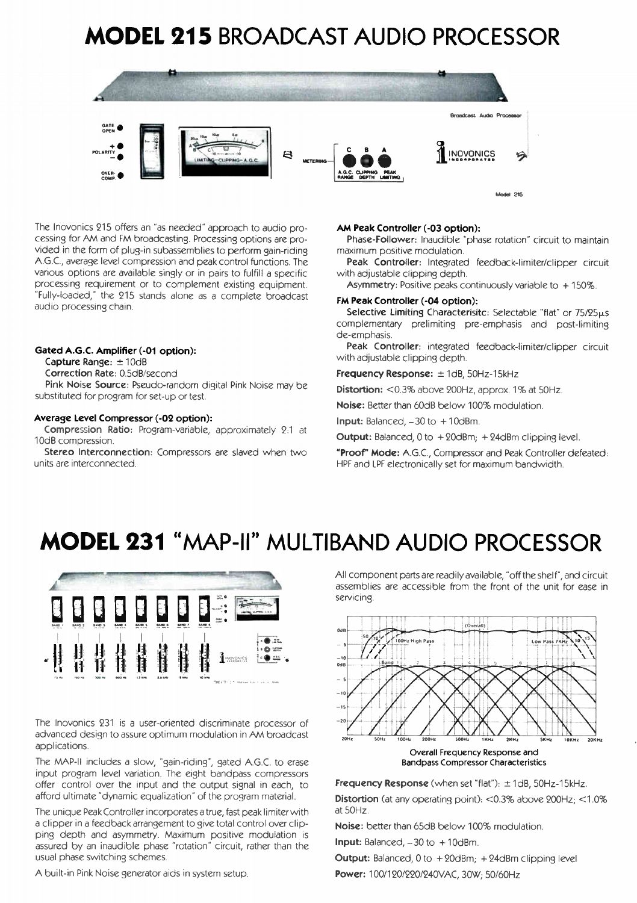# MODEL 215 BROADCAST AUDIO PROCESSOR

The Inovonics 215 offers an "as needed" approach to audio processing for AM and FM broadcasting. Processing options are provided in the form of plug-in subassemblies to perform gain-riding A.G.C., average level compression and peak control functions. The various options are available singly or in pairs to fulfill a specific processing requirement or to complement existing equipment. "Fully-loaded," the 215 stands alone as a complete broadcast audio processing chain.

**Gated A.G.C. Amplifier (-01 option):**

**Capture Range:** ±10dB

**Correction Rate:** 0.5dB/second

**Pink Noise Source:** Pseudo-random digital Pink Noise may be substituted for program for set-up or test.

**Average Level Compressor (-02 option):**

**Compression Ratio:** Program-variable, approximately 2:1 at 10dB compression.

**Stereo Interconnection:** Compressors are slaved when two units are interconnected.

**AM Peak Controller (-03 option):**

**Phase-Follower:** Inaudible "phase rotation" circuit to maintain maximum positive modulation.

**Peak Controller:** Integrated feedback-limiter/clipper circuit with adjustable clipping depth.

**Asymmetry:** Positive peaks continuously variable to +150%.

**FM Peak Controller (-04 option):**

**Selective Limiting Characterisitc:** Selectable "flat" or 75/25μs complementary prelimiting pre-emphasis and post-limiting de-emphasis.

**Peak Controller:** integrated feedback-limiter/clipper circuit with adjustable clipping depth.

**Frequency Response:** ±1dB, 50Hz-15kHz.

**Distortion:** <0.3% above 200Hz, approx. 1% at 50Hz.

**Noise:** Better than 60dB below 100% modulation.

**Input:** Balanced, −30 to +10dBm.

**Output:** Balanced, 0 to +20dBm; +24dBm clipping level.

**"Proof" Mode:** A.G.C., Compressor and Peak Controller defeated: HPF and LPF electronically set for maximum bandwidth.

# MODEL 231 "MAP-II" MULTIBAND AUDIO PROCESSOR

The Inovonics 231 is a user-oriented discriminate processor of advanced design to assure optimum modulation in AM broadcast applications.

The MAP-II includes a slow, "gain-riding", gated A.G.C. to erase input program level variation. The eight bandpass compressors offer control over the input and the output signal in each, to afford ultimate "dynamic equalization" of the program material.

The unique Peak Controller incorporates a true, fast peak limiter with a clipper in a feedback arrangement to give total control over clipping depth and asymmetry. Maximum positive modulation is assured by an inaudible phase "rotation" circuit, rather than the usual phase switching schemes.

A built-in Pink Noise generator aids in system setup.

All component parts are readily available, "off the shelf", and circuit assemblies are accessible from the front of the unit for ease in servicing.

**Overall Frequency Response and Bandpass Compressor Characteristics**

**Frequency Response** (when set "flat"): ±1dB, 50Hz-15kHz.

**Distortion** (at any operating point): <0.3% above 200Hz; <1.0% at 50Hz.

**Noise:** better than 65dB below 100% modulation.

**Input:** Balanced, −30 to +10dBm.

**Output:** Balanced, 0 to +20dBm; +24dBm clipping level

**Power:** 100/120/220/240VAC, 30W; 50/60Hz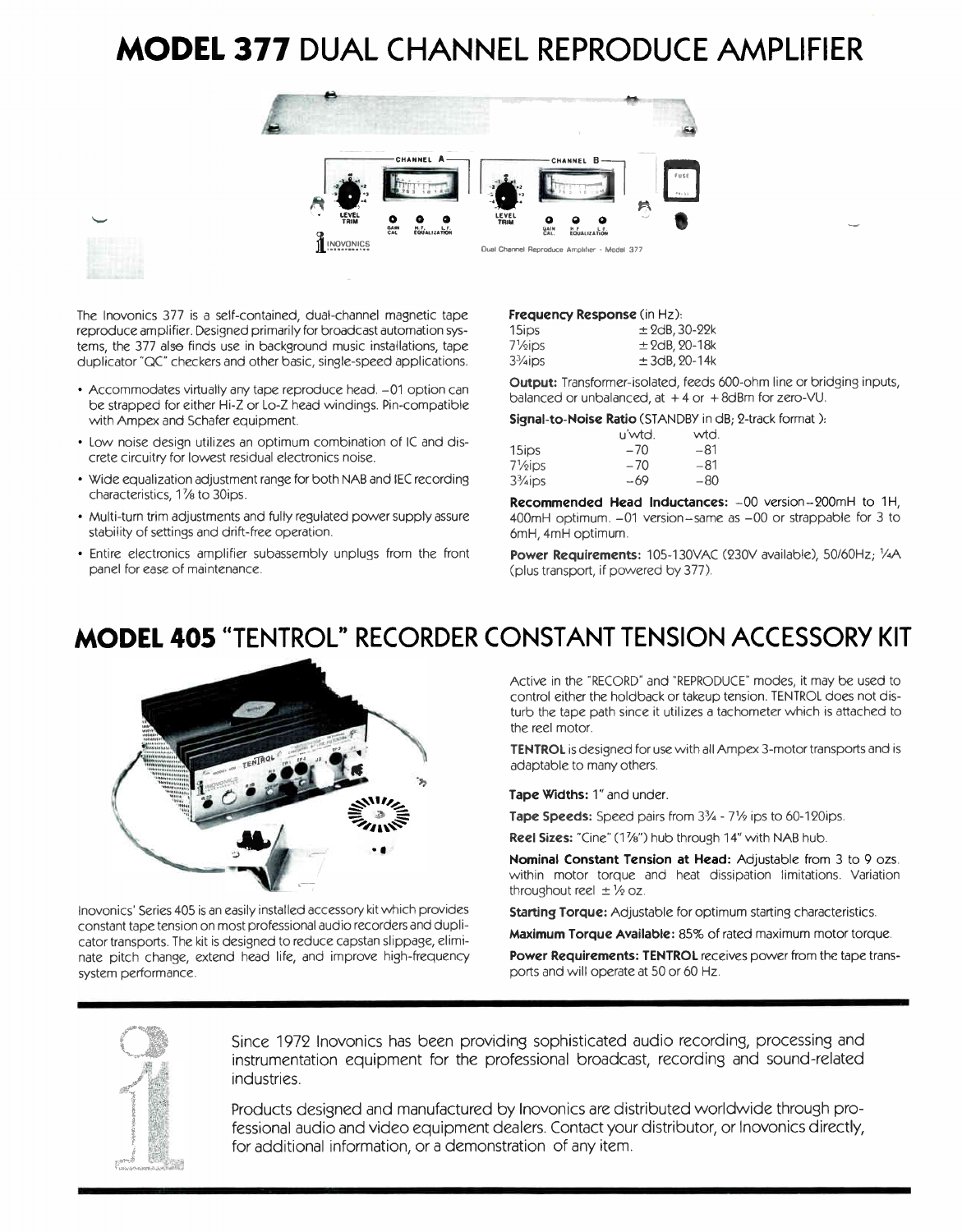# MODEL 377 DUAL CHANNEL REPRODUCE AMPLIFIER

The Inovonics 377 is a self-contained, dual-channel magnetic tape reproduce amplifier. Designed primarily for broadcast automation systems, the 377 also finds use in background music installations, tape duplicator "QC" checkers and other basic, single-speed applications.

- Accommodates virtually any tape reproduce head. –01 option can be strapped for either Hi-Z or Lo-Z head windings. Pin-compatible with Ampex and Schafer equipment.
- Low noise design utilizes an optimum combination of IC and discrete circuitry for lowest residual electronics noise.
- Wide equalization adjustment range for both NAB and IEC recording characteristics, 1⅞ to 30ips.
- Multi-turn trim adjustments and fully regulated power supply assure stability of settings and drift-free operation.
- Entire electronics amplifier subassembly unplugs from the front panel for ease of maintenance.

**Frequency Response** (in Hz):

| | |
|---|---|
| 15ips | ±2dB, 30-22k |
| 7½ips | ±2dB, 20-18k |
| 3¾ips | ±3dB, 20-14k |

**Output:** Transformer-isolated, feeds 600-ohm line or bridging inputs, balanced or unbalanced, at +4 or +8dBm for zero-VU.

**Signal-to-Noise Ratio** (STANDBY in dB; 2-track format):

| | u'wtd. | wtd. |
|---|---|---|
| 15ips | –70 | –81 |
| 7½ips | –70 | –81 |
| 3¾ips | –69 | –80 |

**Recommended Head Inductances:** –00 version–200mH to 1H, 400mH optimum. –01 version–same as –00 or strappable for 3 to 6mH, 4mH optimum.

**Power Requirements:** 105-130VAC (230V available), 50/60Hz; ¼A (plus transport, if powered by 377).

# MODEL 405 "TENTROL" RECORDER CONSTANT TENSION ACCESSORY KIT

Inovonics' Series 405 is an easily installed accessory kit which provides constant tape tension on most professional audio recorders and duplicator transports. The kit is designed to reduce capstan slippage, eliminate pitch change, extend head life, and improve high-frequency system performance.

Active in the "RECORD" and "REPRODUCE" modes, it may be used to control either the holdback or takeup tension. TENTROL does not disturb the tape path since it utilizes a tachometer which is attached to the reel motor.

**TENTROL** is designed for use with all Ampex 3-motor transports and is adaptable to many others.

**Tape Widths:** 1" and under.

**Tape Speeds:** Speed pairs from 3¾ - 7½ ips to 60-120ips.

**Reel Sizes:** "Cine" (1⅞") hub through 14" with NAB hub.

**Nominal Constant Tension at Head:** Adjustable from 3 to 9 ozs. within motor torque and heat dissipation limitations. Variation throughout reel ±½ oz.

**Starting Torque:** Adjustable for optimum starting characteristics.

**Maximum Torque Available:** 85% of rated maximum motor torque.

**Power Requirements: TENTROL** receives power from the tape transports and will operate at 50 or 60 Hz.

---

Since 1972 Inovonics has been providing sophisticated audio recording, processing and instrumentation equipment for the professional broadcast, recording and sound-related industries.

Products designed and manufactured by Inovonics are distributed worldwide through professional audio and video equipment dealers. Contact your distributor, or Inovonics directly, for additional information, or a demonstration of any item.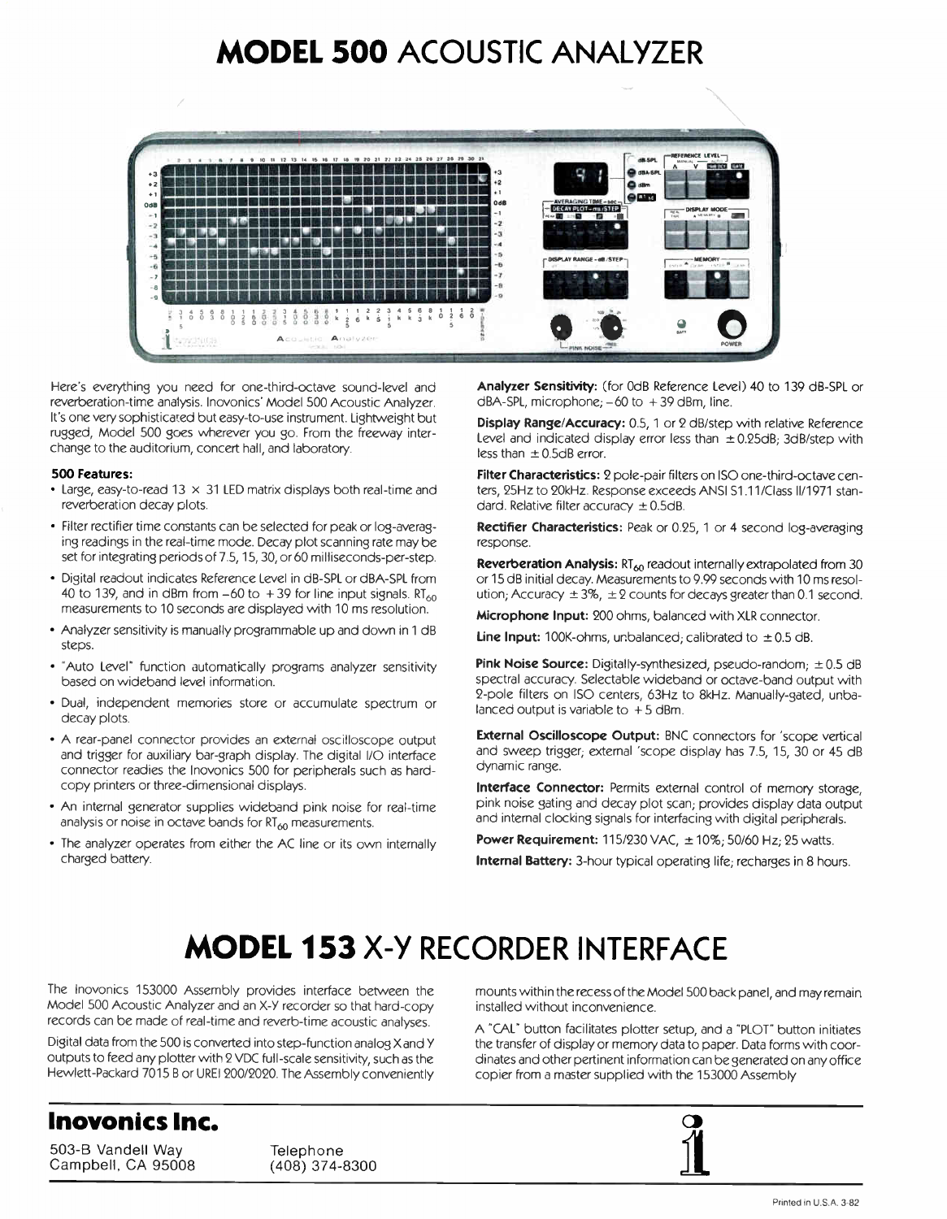# **MODEL 500** ACOUSTIC ANALYZER

Here's everything you need for one-third-octave sound-level and reverberation-time analysis. Inovonics' Model 500 Acoustic Analyzer. It's one very sophisticated but easy-to-use instrument. Lightweight but rugged, Model 500 goes wherever you go. From the freeway interchange to the auditorium, concert hall, and laboratory.

#### 500 Features:

- Large, easy-to-read 13 × 31 LED matrix displays both real-time and reverberation decay plots.
- Filter rectifier time constants can be selected for peak or log-averaging readings in the real-time mode. Decay plot scanning rate may be set for integrating periods of 7.5, 15, 30, or 60 milliseconds-per-step.
- Digital readout indicates Reference Level in dB-SPL or dBA-SPL from 40 to 139, and in dBm from −60 to +39 for line input signals. $RT_{60}$ measurements to 10 seconds are displayed with 10 ms resolution.
- Analyzer sensitivity is manually programmable up and down in 1 dB steps.
- "Auto Level" function automatically programs analyzer sensitivity based on wideband level information.
- Dual, independent memories store or accumulate spectrum or decay plots.
- A rear-panel connector provides an external oscilloscope output and trigger for auxiliary bar-graph display. The digital I/O interface connector readies the Inovonics 500 for peripherals such as hard-copy printers or three-dimensional displays.
- An internal generator supplies wideband pink noise for real-time analysis or noise in octave bands for $RT_{60}$ measurements.
- The analyzer operates from either the AC line or its own internally charged battery.

**Analyzer Sensitivity:** (for 0dB Reference Level) 40 to 139 dB-SPL or dBA-SPL, microphone; −60 to +39 dBm, line.

**Display Range/Accuracy:** 0.5, 1 or 2 dB/step with relative Reference Level and indicated display error less than ±0.25dB; 3dB/step with less than ±0.5dB error.

**Filter Characteristics:** 2 pole-pair filters on ISO one-third-octave centers, 25Hz to 20kHz. Response exceeds ANSI S1.11/Class II/1971 standard. Relative filter accuracy ±0.5dB.

**Rectifier Characteristics:** Peak or 0.25, 1 or 4 second log-averaging response.

**Reverberation Analysis:** $RT_{60}$ readout internally extrapolated from 30 or 15 dB initial decay. Measurements to 9.99 seconds with 10 ms resolution; Accuracy ±3%, ±2 counts for decays greater than 0.1 second.

**Microphone Input:** 200 ohms, balanced with XLR connector.

**Line Input:** 100K-ohms, unbalanced; calibrated to ±0.5 dB.

**Pink Noise Source:** Digitally-synthesized, pseudo-random; ±0.5 dB spectral accuracy. Selectable wideband or octave-band output with 2-pole filters on ISO centers, 63Hz to 8kHz. Manually-gated, unbalanced output is variable to +5 dBm.

**External Oscilloscope Output:** BNC connectors for 'scope vertical and sweep trigger; external 'scope display has 7.5, 15, 30 or 45 dB dynamic range.

**Interface Connector:** Permits external control of memory storage, pink noise gating and decay plot scan; provides display data output and internal clocking signals for interfacing with digital peripherals.

**Power Requirement:** 115/230 VAC, ±10%; 50/60 Hz; 25 watts.

**Internal Battery:** 3-hour typical operating life; recharges in 8 hours.

# **MODEL 153** X-Y RECORDER INTERFACE

The Inovonics 153000 Assembly provides interface between the Model 500 Acoustic Analyzer and an X-Y recorder so that hard-copy records can be made of real-time and reverb-time acoustic analyses.

Digital data from the 500 is converted into step-function analog X and Y outputs to feed any plotter with 2 VDC full-scale sensitivity, such as the Hewlett-Packard 7015 B or UREI 200/2020. The Assembly conveniently mounts within the recess of the Model 500 back panel, and may remain installed without inconvenience.

A "CAL" button facilitates plotter setup, and a "PLOT" button initiates the transfer of display or memory data to paper. Data forms with coordinates and other pertinent information can be generated on any office copier from a master supplied with the 153000 Assembly

## **Inovonics Inc.**

503-B Vandell Way
Campbell, CA 95008

Telephone
(408) 374-8300

Printed in U.S.A. 3-82